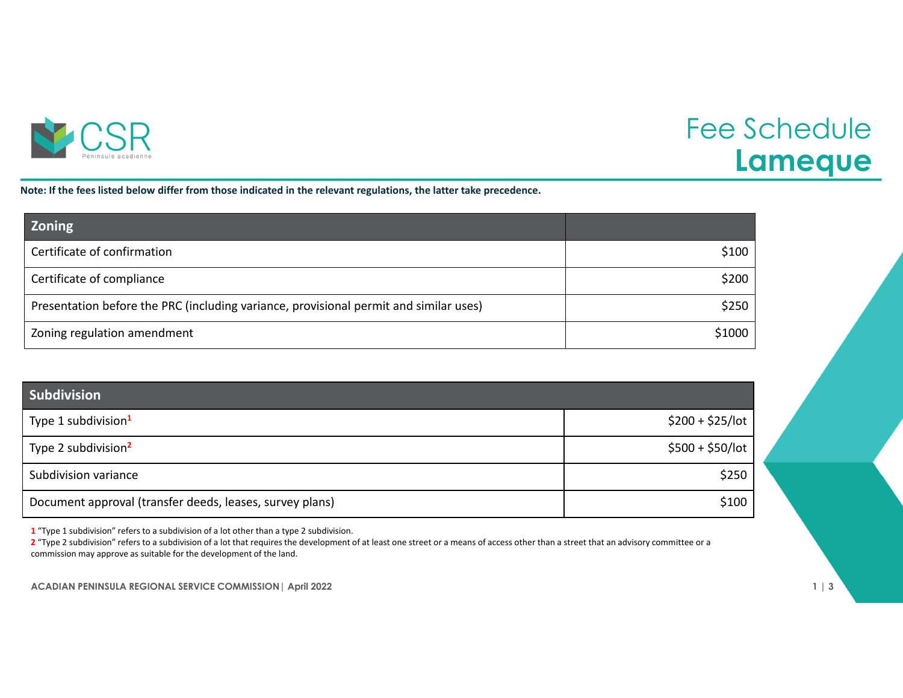CSR Péninsule acadienne

# Fee Schedule Lameque

**Note: If the fees listed below differ from those indicated in the relevant regulations, the latter take precedence.**

| Zoning | |
|---|---|
| Certificate of confirmation | $100 |
| Certificate of compliance | $200 |
| Presentation before the PRC (including variance, provisional permit and similar uses) | $250 |
| Zoning regulation amendment | $1000 |

| Subdivision | |
|---|---|
| Type 1 subdivision[1] | $200 + $25/lot |
| Type 2 subdivision[2] | $500 + $50/lot |
| Subdivision variance | $250 |
| Document approval (transfer deeds, leases, survey plans) | $100 |

1 "Type 1 subdivision" refers to a subdivision of a lot other than a type 2 subdivision.

2 "Type 2 subdivision" refers to a subdivision of a lot that requires the development of at least one street or a means of access other than a street that an advisory committee or a commission may approve as suitable for the development of the land.

**ACADIAN PENINSULA REGIONAL SERVICE COMMISSION | April 2022**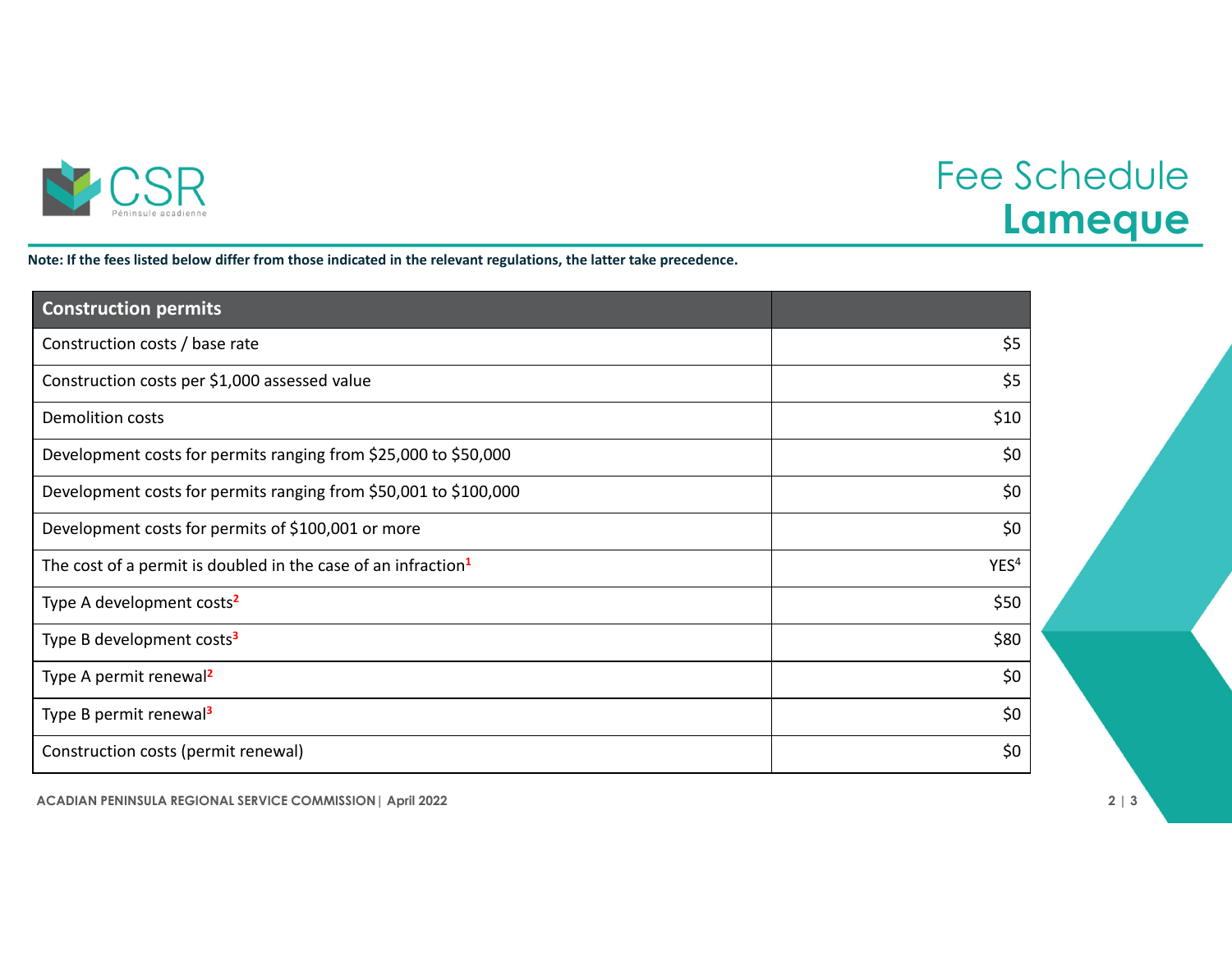# Fee Schedule
## Lameque

**Note: If the fees listed below differ from those indicated in the relevant regulations, the latter take precedence.**

| Construction permits | |
|---|---|
| Construction costs / base rate | $5 |
| Construction costs per $1,000 assessed value | $5 |
| Demolition costs | $10 |
| Development costs for permits ranging from $25,000 to $50,000 | $0 |
| Development costs for permits ranging from $50,001 to $100,000 | $0 |
| Development costs for permits of $100,001 or more | $0 |
| The cost of a permit is doubled in the case of an infraction[1] | YES[4] |
| Type A development costs[2] | $50 |
| Type B development costs[3] | $80 |
| Type A permit renewal[2] | $0 |
| Type B permit renewal[3] | $0 |
| Construction costs (permit renewal) | $0 |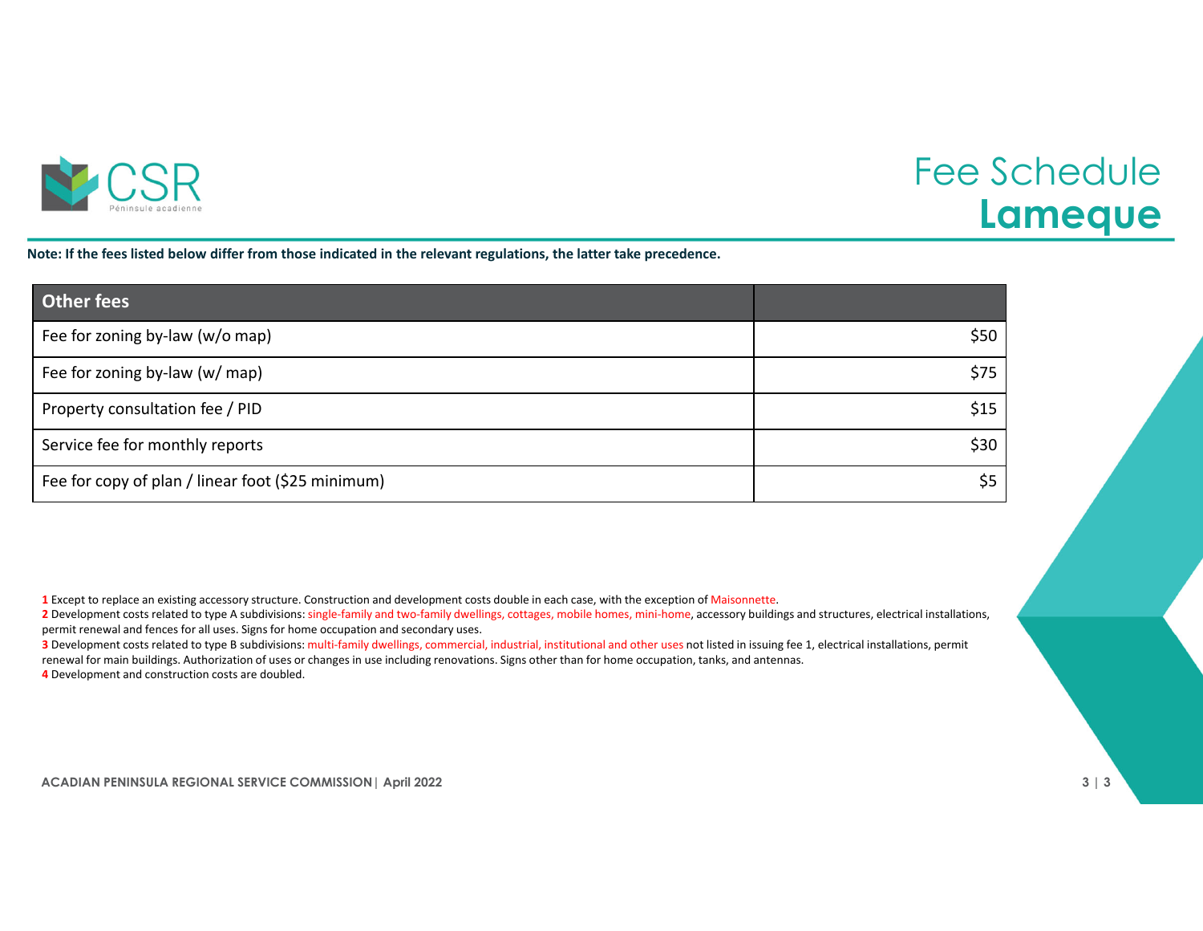CSR
Péninsule acadienne

# Fee Schedule **Lameque**

**Note: If the fees listed below differ from those indicated in the relevant regulations, the latter take precedence.**

| Other fees | |
|---|---|
| Fee for zoning by-law (w/o map) | $50 |
| Fee for zoning by-law (w/ map) | $75 |
| Property consultation fee / PID | $15 |
| Service fee for monthly reports | $30 |
| Fee for copy of plan / linear foot ($25 minimum) | $5 |

1 Except to replace an existing accessory structure. Construction and development costs double in each case, with the exception of Maisonnette.
2 Development costs related to type A subdivisions: single-family and two-family dwellings, cottages, mobile homes, mini-home, accessory buildings and structures, electrical installations, permit renewal and fences for all uses. Signs for home occupation and secondary uses.
3 Development costs related to type B subdivisions: multi-family dwellings, commercial, industrial, institutional and other uses not listed in issuing fee 1, electrical installations, permit renewal for main buildings. Authorization of uses or changes in use including renovations. Signs other than for home occupation, tanks, and antennas.
4 Development and construction costs are doubled.

ACADIAN PENINSULA REGIONAL SERVICE COMMISSION | April 2022